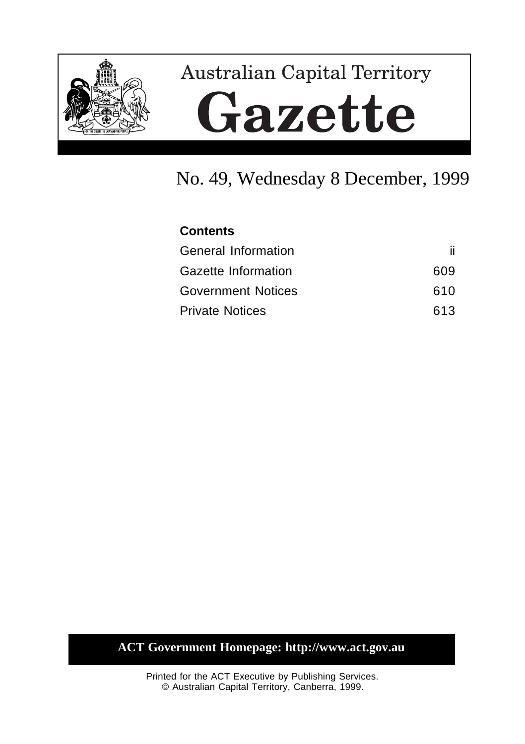# Australian Capital Territory

# Gazette

## No. 49, Wednesday 8 December, 1999

**Contents**

| | |
|---|---|
| General Information | ii |
| Gazette Information | 609 |
| Government Notices | 610 |
| Private Notices | 613 |

**ACT Government Homepage: http://www.act.gov.au**

Printed for the ACT Executive by Publishing Services.
© Australian Capital Territory, Canberra, 1999.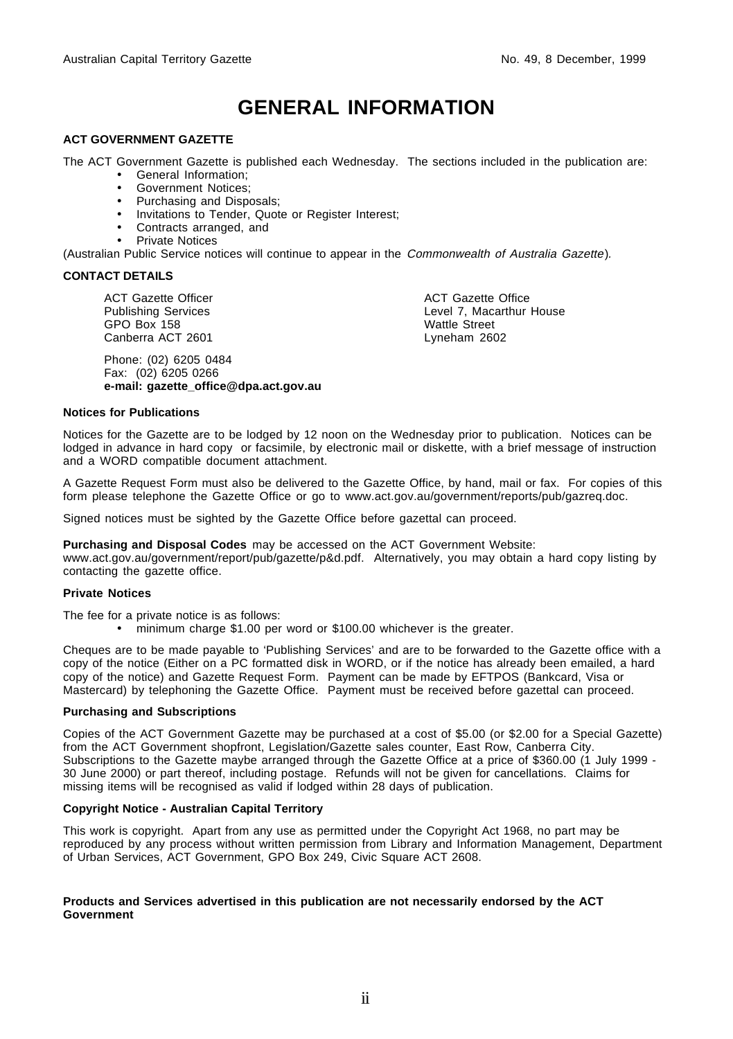# GENERAL INFORMATION

**ACT GOVERNMENT GAZETTE**

The ACT Government Gazette is published each Wednesday. The sections included in the publication are:

- General Information;
- Government Notices;
- Purchasing and Disposals;
- Invitations to Tender, Quote or Register Interest;
- Contracts arranged, and
- Private Notices

(Australian Public Service notices will continue to appear in the *Commonwealth of Australia Gazette*).

**CONTACT DETAILS**

ACT Gazette Officer
Publishing Services
GPO Box 158
Canberra ACT 2601

ACT Gazette Office
Level 7, Macarthur House
Wattle Street
Lyneham 2602

Phone: (02) 6205 0484
Fax: (02) 6205 0266
**e-mail: gazette_office@dpa.act.gov.au**

**Notices for Publications**

Notices for the Gazette are to be lodged by 12 noon on the Wednesday prior to publication. Notices can be lodged in advance in hard copy or facsimile, by electronic mail or diskette, with a brief message of instruction and a WORD compatible document attachment.

A Gazette Request Form must also be delivered to the Gazette Office, by hand, mail or fax. For copies of this form please telephone the Gazette Office or go to www.act.gov.au/government/reports/pub/gazreq.doc.

Signed notices must be sighted by the Gazette Office before gazettal can proceed.

**Purchasing and Disposal Codes** may be accessed on the ACT Government Website: www.act.gov.au/government/report/pub/gazette/p&d.pdf. Alternatively, you may obtain a hard copy listing by contacting the gazette office.

**Private Notices**

The fee for a private notice is as follows:

- minimum charge $1.00 per word or $100.00 whichever is the greater.

Cheques are to be made payable to 'Publishing Services' and are to be forwarded to the Gazette office with a copy of the notice (Either on a PC formatted disk in WORD, or if the notice has already been emailed, a hard copy of the notice) and Gazette Request Form. Payment can be made by EFTPOS (Bankcard, Visa or Mastercard) by telephoning the Gazette Office. Payment must be received before gazettal can proceed.

**Purchasing and Subscriptions**

Copies of the ACT Government Gazette may be purchased at a cost of $5.00 (or $2.00 for a Special Gazette) from the ACT Government shopfront, Legislation/Gazette sales counter, East Row, Canberra City. Subscriptions to the Gazette maybe arranged through the Gazette Office at a price of $360.00 (1 July 1999 - 30 June 2000) or part thereof, including postage. Refunds will not be given for cancellations. Claims for missing items will be recognised as valid if lodged within 28 days of publication.

**Copyright Notice - Australian Capital Territory**

This work is copyright. Apart from any use as permitted under the Copyright Act 1968, no part may be reproduced by any process without written permission from Library and Information Management, Department of Urban Services, ACT Government, GPO Box 249, Civic Square ACT 2608.

**Products and Services advertised in this publication are not necessarily endorsed by the ACT Government**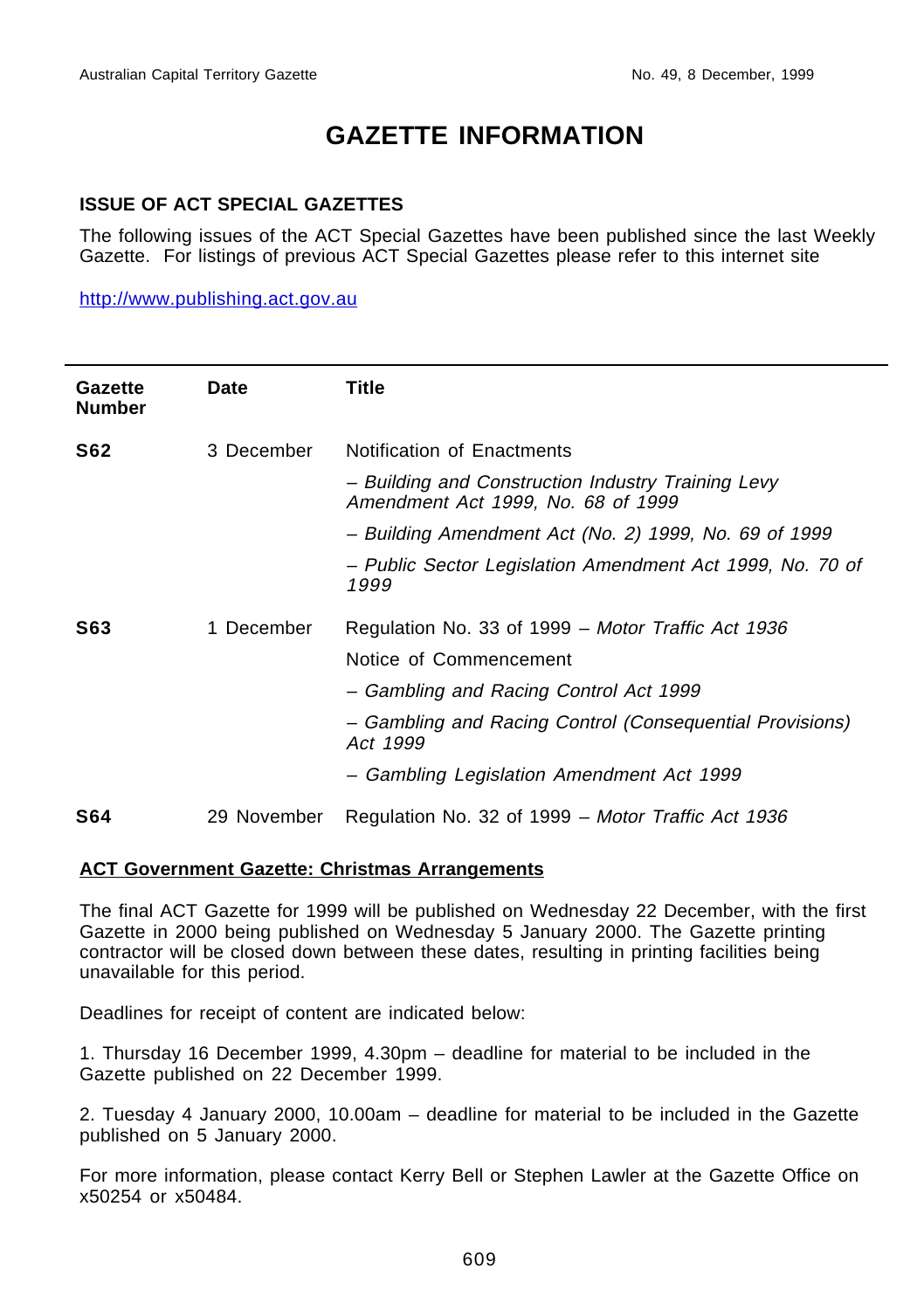# GAZETTE INFORMATION

**ISSUE OF ACT SPECIAL GAZETTES**

The following issues of the ACT Special Gazettes have been published since the last Weekly Gazette. For listings of previous ACT Special Gazettes please refer to this internet site

http://www.publishing.act.gov.au

| Gazette Number | Date | Title |
|---|---|---|
| **S62** | 3 December | Notification of Enactments |
| | | – *Building and Construction Industry Training Levy Amendment Act 1999, No. 68 of 1999* |
| | | – *Building Amendment Act (No. 2) 1999, No. 69 of 1999* |
| | | – *Public Sector Legislation Amendment Act 1999, No. 70 of 1999* |
| **S63** | 1 December | Regulation No. 33 of 1999 – *Motor Traffic Act 1936* |
| | | Notice of Commencement |
| | | – *Gambling and Racing Control Act 1999* |
| | | – *Gambling and Racing Control (Consequential Provisions) Act 1999* |
| | | – *Gambling Legislation Amendment Act 1999* |
| **S64** | 29 November | Regulation No. 32 of 1999 – *Motor Traffic Act 1936* |

**ACT Government Gazette: Christmas Arrangements**

The final ACT Gazette for 1999 will be published on Wednesday 22 December, with the first Gazette in 2000 being published on Wednesday 5 January 2000. The Gazette printing contractor will be closed down between these dates, resulting in printing facilities being unavailable for this period.

Deadlines for receipt of content are indicated below:

1. Thursday 16 December 1999, 4.30pm – deadline for material to be included in the Gazette published on 22 December 1999.

2. Tuesday 4 January 2000, 10.00am – deadline for material to be included in the Gazette published on 5 January 2000.

For more information, please contact Kerry Bell or Stephen Lawler at the Gazette Office on x50254 or x50484.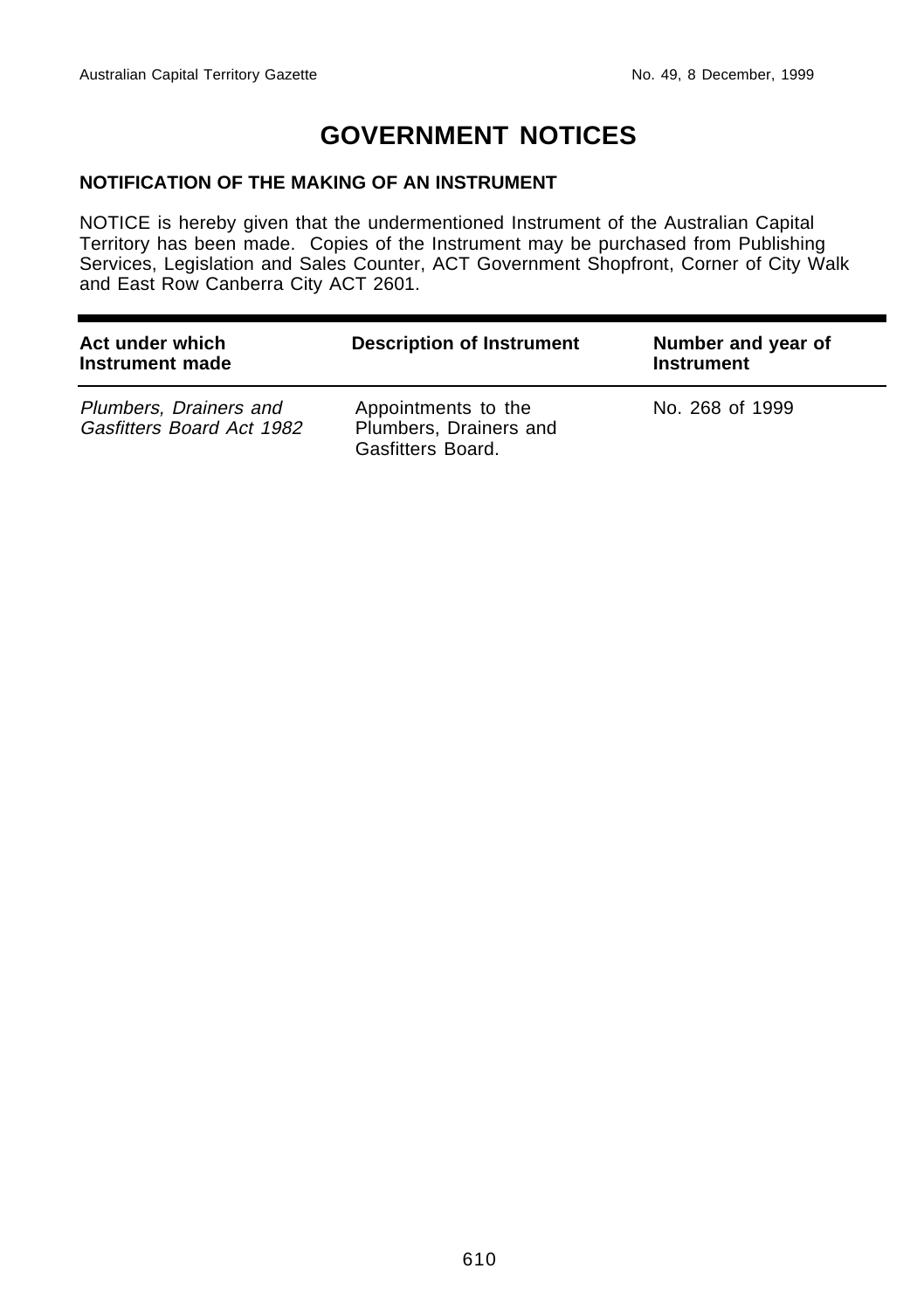# GOVERNMENT NOTICES

## NOTIFICATION OF THE MAKING OF AN INSTRUMENT

NOTICE is hereby given that the undermentioned Instrument of the Australian Capital Territory has been made. Copies of the Instrument may be purchased from Publishing Services, Legislation and Sales Counter, ACT Government Shopfront, Corner of City Walk and East Row Canberra City ACT 2601.

| Act under which Instrument made | Description of Instrument | Number and year of Instrument |
|---|---|---|
| *Plumbers, Drainers and Gasfitters Board Act 1982* | Appointments to the Plumbers, Drainers and Gasfitters Board. | No. 268 of 1999 |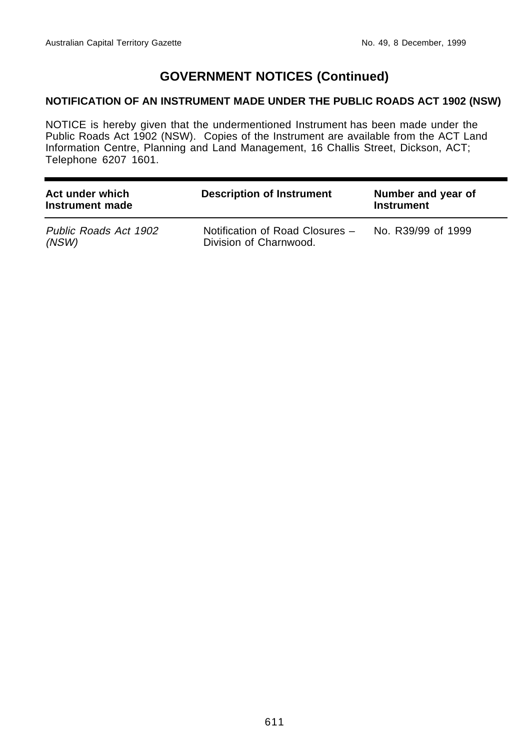# GOVERNMENT NOTICES (Continued)

## NOTIFICATION OF AN INSTRUMENT MADE UNDER THE PUBLIC ROADS ACT 1902 (NSW)

NOTICE is hereby given that the undermentioned Instrument has been made under the Public Roads Act 1902 (NSW). Copies of the Instrument are available from the ACT Land Information Centre, Planning and Land Management, 16 Challis Street, Dickson, ACT; Telephone 6207 1601.

| Act under which Instrument made | Description of Instrument | Number and year of Instrument |
|---|---|---|
| *Public Roads Act 1902 (NSW)* | Notification of Road Closures – Division of Charnwood. | No. R39/99 of 1999 |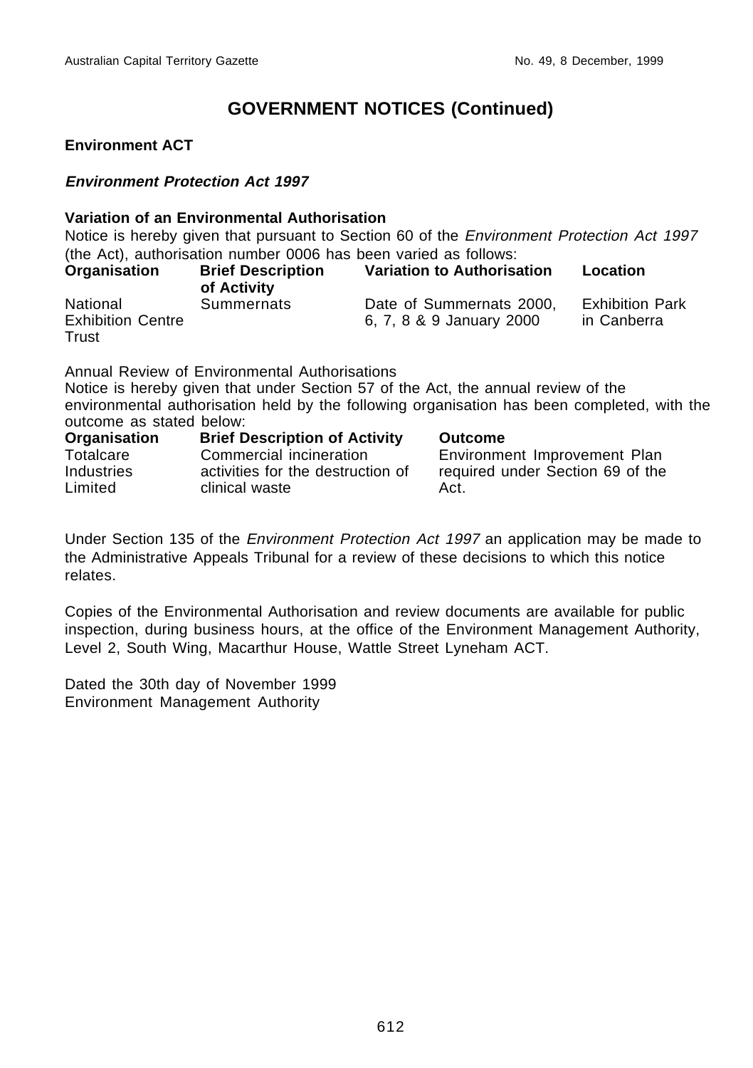# GOVERNMENT NOTICES (Continued)

**Environment ACT**

***Environment Protection Act 1997***

**Variation of an Environmental Authorisation**

Notice is hereby given that pursuant to Section 60 of the *Environment Protection Act 1997* (the Act), authorisation number 0006 has been varied as follows:

| Organisation | Brief Description of Activity | Variation to Authorisation | Location |
|---|---|---|---|
| National Exhibition Centre Trust | Summernats | Date of Summernats 2000, 6, 7, 8 & 9 January 2000 | Exhibition Park in Canberra |

Annual Review of Environmental Authorisations

Notice is hereby given that under Section 57 of the Act, the annual review of the environmental authorisation held by the following organisation has been completed, with the outcome as stated below:

| Organisation | Brief Description of Activity | Outcome |
|---|---|---|
| Totalcare Industries Limited | Commercial incineration activities for the destruction of clinical waste | Environment Improvement Plan required under Section 69 of the Act. |

Under Section 135 of the *Environment Protection Act 1997* an application may be made to the Administrative Appeals Tribunal for a review of these decisions to which this notice relates.

Copies of the Environmental Authorisation and review documents are available for public inspection, during business hours, at the office of the Environment Management Authority, Level 2, South Wing, Macarthur House, Wattle Street Lyneham ACT.

Dated the 30th day of November 1999
Environment Management Authority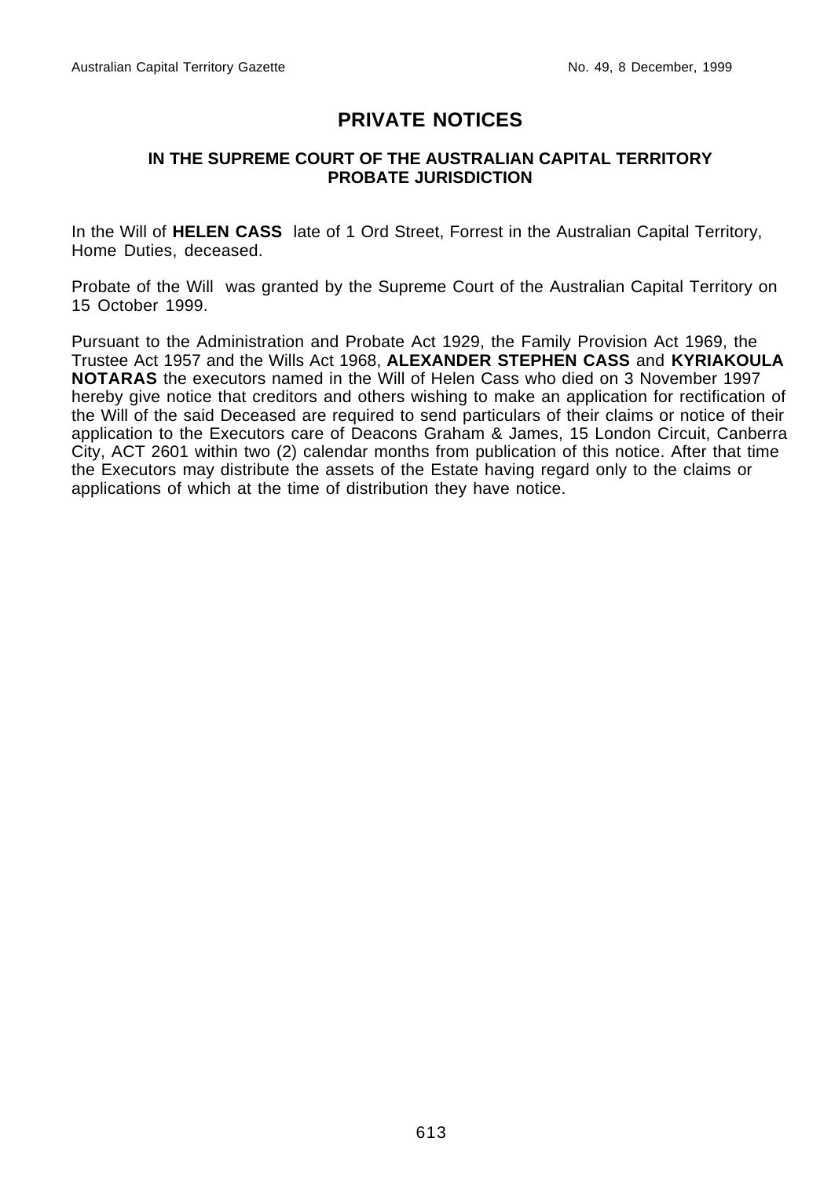# PRIVATE NOTICES

### IN THE SUPREME COURT OF THE AUSTRALIAN CAPITAL TERRITORY PROBATE JURISDICTION

In the Will of **HELEN CASS** late of 1 Ord Street, Forrest in the Australian Capital Territory, Home Duties, deceased.

Probate of the Will was granted by the Supreme Court of the Australian Capital Territory on 15 October 1999.

Pursuant to the Administration and Probate Act 1929, the Family Provision Act 1969, the Trustee Act 1957 and the Wills Act 1968, **ALEXANDER STEPHEN CASS** and **KYRIAKOULA NOTARAS** the executors named in the Will of Helen Cass who died on 3 November 1997 hereby give notice that creditors and others wishing to make an application for rectification of the Will of the said Deceased are required to send particulars of their claims or notice of their application to the Executors care of Deacons Graham & James, 15 London Circuit, Canberra City, ACT 2601 within two (2) calendar months from publication of this notice. After that time the Executors may distribute the assets of the Estate having regard only to the claims or applications of which at the time of distribution they have notice.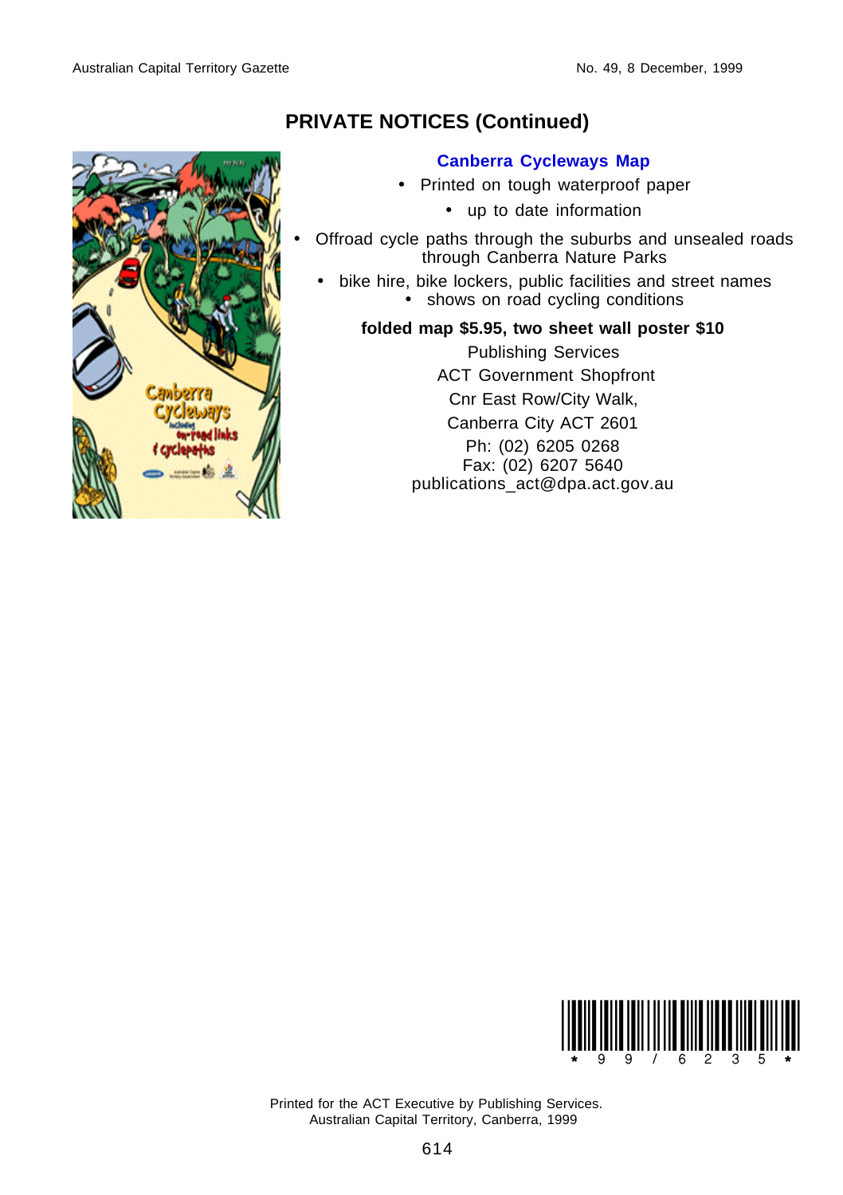## PRIVATE NOTICES (Continued)

### Canberra Cycleways Map

- Printed on tough waterproof paper
- up to date information
- Offroad cycle paths through the suburbs and unsealed roads through Canberra Nature Parks
- bike hire, bike lockers, public facilities and street names
- shows on road cycling conditions

**folded map $5.95, two sheet wall poster $10**

Publishing Services
ACT Government Shopfront
Cnr East Row/City Walk,
Canberra City ACT 2601
Ph: (02) 6205 0268
Fax: (02) 6207 5640
publications_act@dpa.act.gov.au

* 9 9 / 6 2 3 5 *

Printed for the ACT Executive by Publishing Services.
Australian Capital Territory, Canberra, 1999